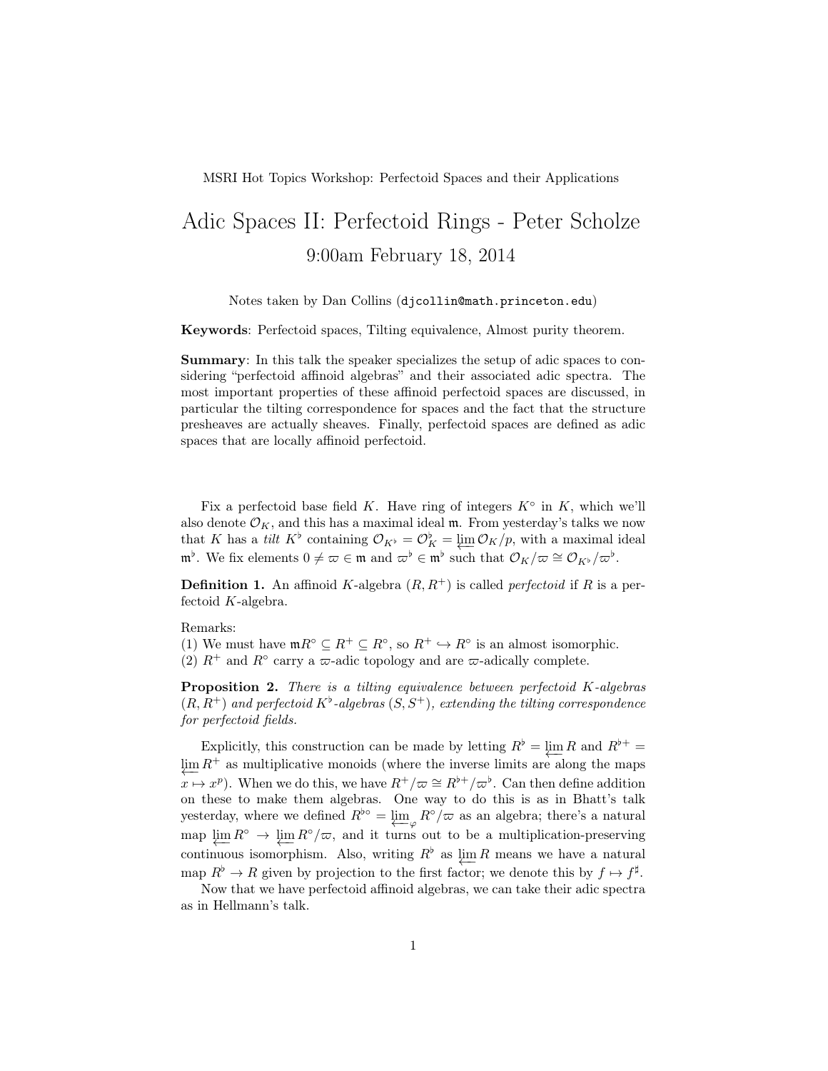MSRI Hot Topics Workshop: Perfectoid Spaces and their Applications

# Adic Spaces II: Perfectoid Rings - Peter Scholze

## 9:00am February 18, 2014

Notes taken by Dan Collins (djcollin@math.princeton.edu)

**Keywords**: Perfectoid spaces, Tilting equivalence, Almost purity theorem.

**Summary**: In this talk the speaker specializes the setup of adic spaces to considering "perfectoid affinoid algebras" and their associated adic spectra. The most important properties of these affinoid perfectoid spaces are discussed, in particular the tilting correspondence for spaces and the fact that the structure presheaves are actually sheaves. Finally, perfectoid spaces are defined as adic spaces that are locally affinoid perfectoid.

Fix a perfectoid base field $K$. Have ring of integers $K^\circ$ in $K$, which we'll also denote $\mathcal{O}_K$, and this has a maximal ideal $\mathfrak{m}$. From yesterday's talks we now that $K$ has a *tilt* $K^\flat$ containing $\mathcal{O}_{K^\flat} = \mathcal{O}_K^\flat = \varprojlim \mathcal{O}_K/p$, with a maximal ideal $\mathfrak{m}^\flat$. We fix elements $0 \neq \varpi \in \mathfrak{m}$ and $\varpi^\flat \in \mathfrak{m}^\flat$ such that $\mathcal{O}_K/\varpi \cong \mathcal{O}_{K^\flat}/\varpi^\flat$.

**Definition 1.** An affinoid $K$-algebra $(R, R^+)$ is called *perfectoid* if $R$ is a perfectoid $K$-algebra.

Remarks:
(1) We must have $\mathfrak{m}R^\circ \subseteq R^+ \subseteq R^\circ$, so $R^+ \hookrightarrow R^\circ$ is an almost isomorphic.
(2) $R^+$ and $R^\circ$ carry a $\varpi$-adic topology and are $\varpi$-adically complete.

**Proposition 2.** *There is a tilting equivalence between perfectoid $K$-algebras $(R, R^+)$ and perfectoid $K^\flat$-algebras $(S, S^+)$, extending the tilting correspondence for perfectoid fields.*

Explicitly, this construction can be made by letting $R^\flat = \varprojlim R$ and $R^{\flat +} = \varprojlim R^+$ as multiplicative monoids (where the inverse limits are along the maps $x \mapsto x^p$). When we do this, we have $R^+/\varpi \cong R^{\flat +}/\varpi^\flat$. Can then define addition on these to make them algebras. One way to do this is as in Bhatt's talk yesterday, where we defined $R^{\flat\circ} = \varprojlim_\varphi R^\circ/\varpi$ as an algebra; there's a natural map $\varprojlim R^\circ \to \varprojlim R^\circ/\varpi$, and it turns out to be a multiplication-preserving continuous isomorphism. Also, writing $R^\flat$ as $\varprojlim R$ means we have a natural map $R^\flat \to R$ given by projection to the first factor; we denote this by $f \mapsto f^\sharp$.

Now that we have perfectoid affinoid algebras, we can take their adic spectra as in Hellmann's talk.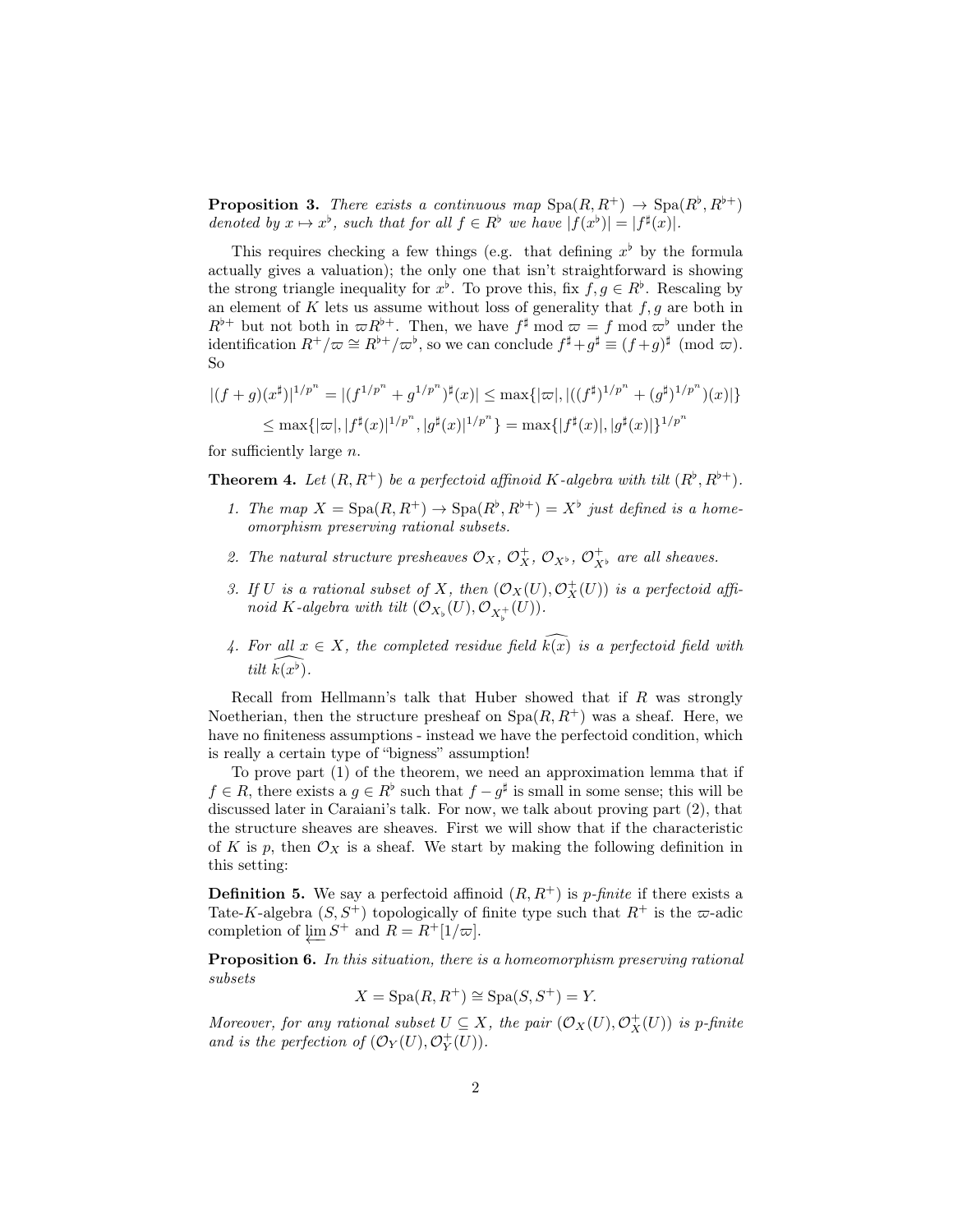**Proposition 3.** *There exists a continuous map $\mathrm{Spa}(R, R^+) \to \mathrm{Spa}(R^\flat, R^{\flat+})$ denoted by $x \mapsto x^\flat$, such that for all $f \in R^\flat$ we have $|f(x^\flat)| = |f^\sharp(x)|$.*

This requires checking a few things (e.g. that defining $x^\flat$ by the formula actually gives a valuation); the only one that isn't straightforward is showing the strong triangle inequality for $x^\flat$. To prove this, fix $f, g \in R^\flat$. Rescaling by an element of $K$ lets us assume without loss of generality that $f, g$ are both in $R^{\flat+}$ but not both in $\varpi R^{\flat+}$. Then, we have $f^\sharp \bmod \varpi = f \bmod \varpi^\flat$ under the identification $R^+/\varpi \cong R^{\flat+}/\varpi^\flat$, so we can conclude $f^\sharp + g^\sharp \equiv (f+g)^\sharp \pmod{\varpi}$. So

$$|(f+g)(x^\sharp)|^{1/p^n} = |(f^{1/p^n} + g^{1/p^n})^\sharp(x)| \leq \max\{|\varpi|, |((f^\sharp)^{1/p^n} + (g^\sharp)^{1/p^n})(x)|\}$$
$$\leq \max\{|\varpi|, |f^\sharp(x)|^{1/p^n}, |g^\sharp(x)|^{1/p^n}\} = \max\{|f^\sharp(x)|, |g^\sharp(x)|\}^{1/p^n}$$

for sufficiently large $n$.

**Theorem 4.** *Let $(R, R^+)$ be a perfectoid affinoid $K$-algebra with tilt $(R^\flat, R^{\flat+})$.*

1. *The map $X = \mathrm{Spa}(R, R^+) \to \mathrm{Spa}(R^\flat, R^{\flat+}) = X^\flat$ just defined is a homeomorphism preserving rational subsets.*
2. *The natural structure presheaves $\mathcal{O}_X$, $\mathcal{O}_X^+$, $\mathcal{O}_{X^\flat}$, $\mathcal{O}_{X^\flat}^+$ are all sheaves.*
3. *If $U$ is a rational subset of $X$, then $(\mathcal{O}_X(U), \mathcal{O}_X^+(U))$ is a perfectoid affinoid $K$-algebra with tilt $(\mathcal{O}_{X_\flat}(U), \mathcal{O}_{X_\flat^+}(U))$.*
4. *For all $x \in X$, the completed residue field $\widehat{k(x)}$ is a perfectoid field with tilt $\widehat{k(x^\flat)}$.*

Recall from Hellmann's talk that Huber showed that if $R$ was strongly Noetherian, then the structure presheaf on $\mathrm{Spa}(R, R^+)$ was a sheaf. Here, we have no finiteness assumptions - instead we have the perfectoid condition, which is really a certain type of "bigness" assumption!

To prove part (1) of the theorem, we need an approximation lemma that if $f \in R$, there exists a $g \in R^\flat$ such that $f - g^\sharp$ is small in some sense; this will be discussed later in Caraiani's talk. For now, we talk about proving part (2), that the structure sheaves are sheaves. First we will show that if the characteristic of $K$ is $p$, then $\mathcal{O}_X$ is a sheaf. We start by making the following definition in this setting:

**Definition 5.** We say a perfectoid affinoid $(R, R^+)$ is *p-finite* if there exists a Tate-$K$-algebra $(S, S^+)$ topologically of finite type such that $R^+$ is the $\varpi$-adic completion of $\varinjlim S^+$ and $R = R^+[1/\varpi]$.

**Proposition 6.** *In this situation, there is a homeomorphism preserving rational subsets*

$$X = \mathrm{Spa}(R, R^+) \cong \mathrm{Spa}(S, S^+) = Y.$$

*Moreover, for any rational subset $U \subseteq X$, the pair $(\mathcal{O}_X(U), \mathcal{O}_X^+(U))$ is p-finite and is the perfection of $(\mathcal{O}_Y(U), \mathcal{O}_Y^+(U))$.*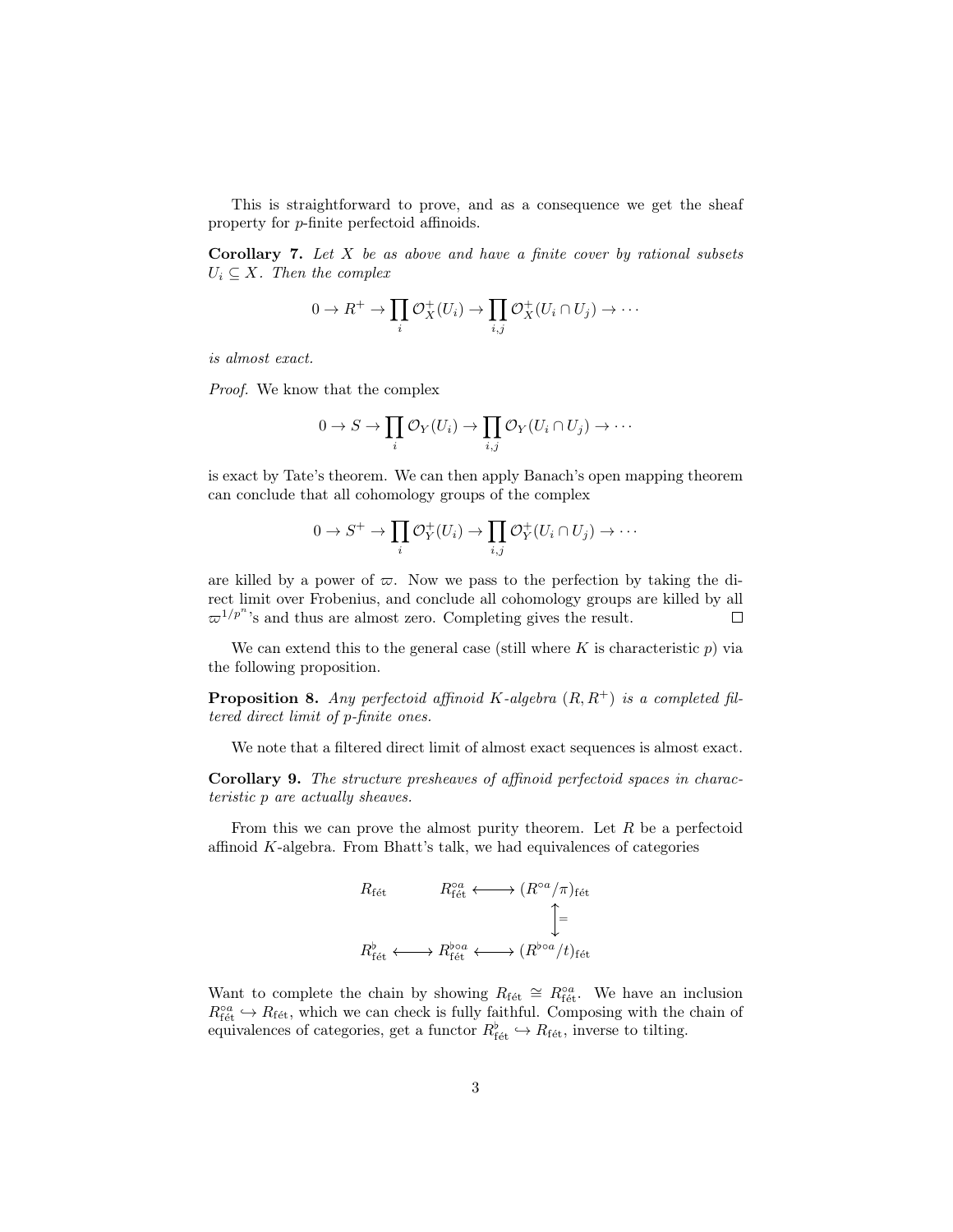This is straightforward to prove, and as a consequence we get the sheaf property for $p$-finite perfectoid affinoids.

**Corollary 7.** *Let $X$ be as above and have a finite cover by rational subsets $U_i \subseteq X$. Then the complex*

$$0 \to R^+ \to \prod_i \mathcal{O}_X^+(U_i) \to \prod_{i,j} \mathcal{O}_X^+(U_i \cap U_j) \to \cdots$$

*is almost exact.*

*Proof.* We know that the complex

$$0 \to S \to \prod_i \mathcal{O}_Y(U_i) \to \prod_{i,j} \mathcal{O}_Y(U_i \cap U_j) \to \cdots$$

is exact by Tate's theorem. We can then apply Banach's open mapping theorem can conclude that all cohomology groups of the complex

$$0 \to S^+ \to \prod_i \mathcal{O}_Y^+(U_i) \to \prod_{i,j} \mathcal{O}_Y^+(U_i \cap U_j) \to \cdots$$

are killed by a power of $\varpi$. Now we pass to the perfection by taking the direct limit over Frobenius, and conclude all cohomology groups are killed by all $\varpi^{1/p^n}$'s and thus are almost zero. Completing gives the result. $\square$

We can extend this to the general case (still where $K$ is characteristic $p$) via the following proposition.

**Proposition 8.** *Any perfectoid affinoid $K$-algebra $(R, R^+)$ is a completed filtered direct limit of $p$-finite ones.*

We note that a filtered direct limit of almost exact sequences is almost exact.

**Corollary 9.** *The structure presheaves of affinoid perfectoid spaces in characteristic $p$ are actually sheaves.*

From this we can prove the almost purity theorem. Let $R$ be a perfectoid affinoid $K$-algebra. From Bhatt's talk, we had equivalences of categories

$$\begin{array}{ccccc}
R_{\text{fét}} & & R^{\circ a}_{\text{fét}} & \longleftrightarrow & (R^{\circ a}/\pi)_{\text{fét}} \\
 & & & & \updownarrow = \\
R^{\flat}_{\text{fét}} & \longleftrightarrow & R^{\flat\circ a}_{\text{fét}} & \longleftrightarrow & (R^{\flat\circ a}/t)_{\text{fét}}
\end{array}$$

Want to complete the chain by showing $R_{\text{fét}} \cong R^{\circ a}_{\text{fét}}$. We have an inclusion $R^{\circ a}_{\text{fét}} \hookrightarrow R_{\text{fét}}$, which we can check is fully faithful. Composing with the chain of equivalences of categories, get a functor $R^{\flat}_{\text{fét}} \hookrightarrow R_{\text{fét}}$, inverse to tilting.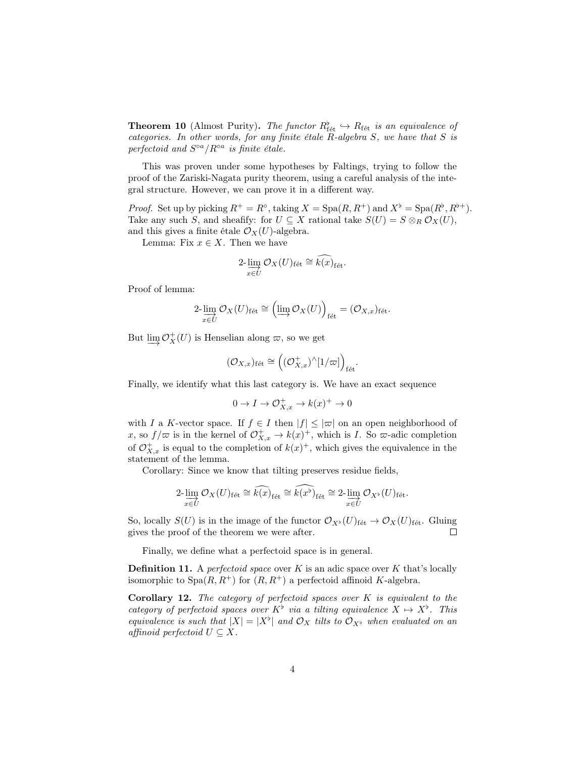**Theorem 10** (Almost Purity)**.** *The functor $R^\flat_{\text{fét}} \hookrightarrow R_{\text{fét}}$ is an equivalence of categories. In other words, for any finite étale $R$-algebra $S$, we have that $S$ is perfectoid and $S^{\circ a}/R^{\circ a}$ is finite étale.*

This was proven under some hypotheses by Faltings, trying to follow the proof of the Zariski-Nagata purity theorem, using a careful analysis of the integral structure. However, we can prove it in a different way.

*Proof.* Set up by picking $R^+ = R^\circ$, taking $X = \operatorname{Spa}(R, R^+)$ and $X^\flat = \operatorname{Spa}(R^\flat, R^{\flat +})$. Take any such $S$, and sheafify: for $U \subseteq X$ rational take $S(U) = S \otimes_R \mathcal{O}_X(U)$, and this gives a finite étale $\mathcal{O}_X(U)$-algebra.

Lemma: Fix $x \in X$. Then we have

$$\text{2-}\varinjlim_{x \in U} \mathcal{O}_X(U)_{\text{fét}} \cong \widehat{k(x)}_{\text{fét}}.$$

Proof of lemma:

$$\text{2-}\varinjlim_{x \in U} \mathcal{O}_X(U)_{\text{fét}} \cong \left(\varinjlim \mathcal{O}_X(U)\right)_{\text{fét}} = (\mathcal{O}_{X,x})_{\text{fét}}.$$

But $\varinjlim \mathcal{O}_X^+(U)$ is Henselian along $\varpi$, so we get

$$(\mathcal{O}_{X,x})_{\text{fét}} \cong \left((\mathcal{O}_{X,x}^+)^\wedge[1/\varpi]\right)_{\text{fét}}.$$

Finally, we identify what this last category is. We have an exact sequence

$$0 \to I \to \mathcal{O}_{X,x}^+ \to k(x)^+ \to 0$$

with $I$ a $K$-vector space. If $f \in I$ then $|f| \leq |\varpi|$ on an open neighborhood of $x$, so $f/\varpi$ is in the kernel of $\mathcal{O}_{X,x}^+ \to k(x)^+$, which is $I$. So $\varpi$-adic completion of $\mathcal{O}_{X,x}^+$ is equal to the completion of $k(x)^+$, which gives the equivalence in the statement of the lemma.

Corollary: Since we know that tilting preserves residue fields,

$$\text{2-}\varinjlim_{x \in U} \mathcal{O}_X(U)_{\text{fét}} \cong \widehat{k(x)}_{\text{fét}} \cong \widehat{k(x^\flat)}_{\text{fét}} \cong \text{2-}\varinjlim_{x \in U} \mathcal{O}_{X^\flat}(U)_{\text{fét}}.$$

So, locally $S(U)$ is in the image of the functor $\mathcal{O}_{X^\flat}(U)_{\text{fét}} \to \mathcal{O}_X(U)_{\text{fét}}$. Gluing gives the proof of the theorem we were after. □

Finally, we define what a perfectoid space is in general.

**Definition 11.** A *perfectoid space* over $K$ is an adic space over $K$ that's locally isomorphic to $\operatorname{Spa}(R, R^+)$ for $(R, R^+)$ a perfectoid affinoid $K$-algebra.

**Corollary 12.** *The category of perfectoid spaces over $K$ is equivalent to the category of perfectoid spaces over $K^\flat$ via a tilting equivalence $X \mapsto X^\flat$. This equivalence is such that $|X| = |X^\flat|$ and $\mathcal{O}_X$ tilts to $\mathcal{O}_{X^\flat}$ when evaluated on an affinoid perfectoid $U \subseteq X$.*